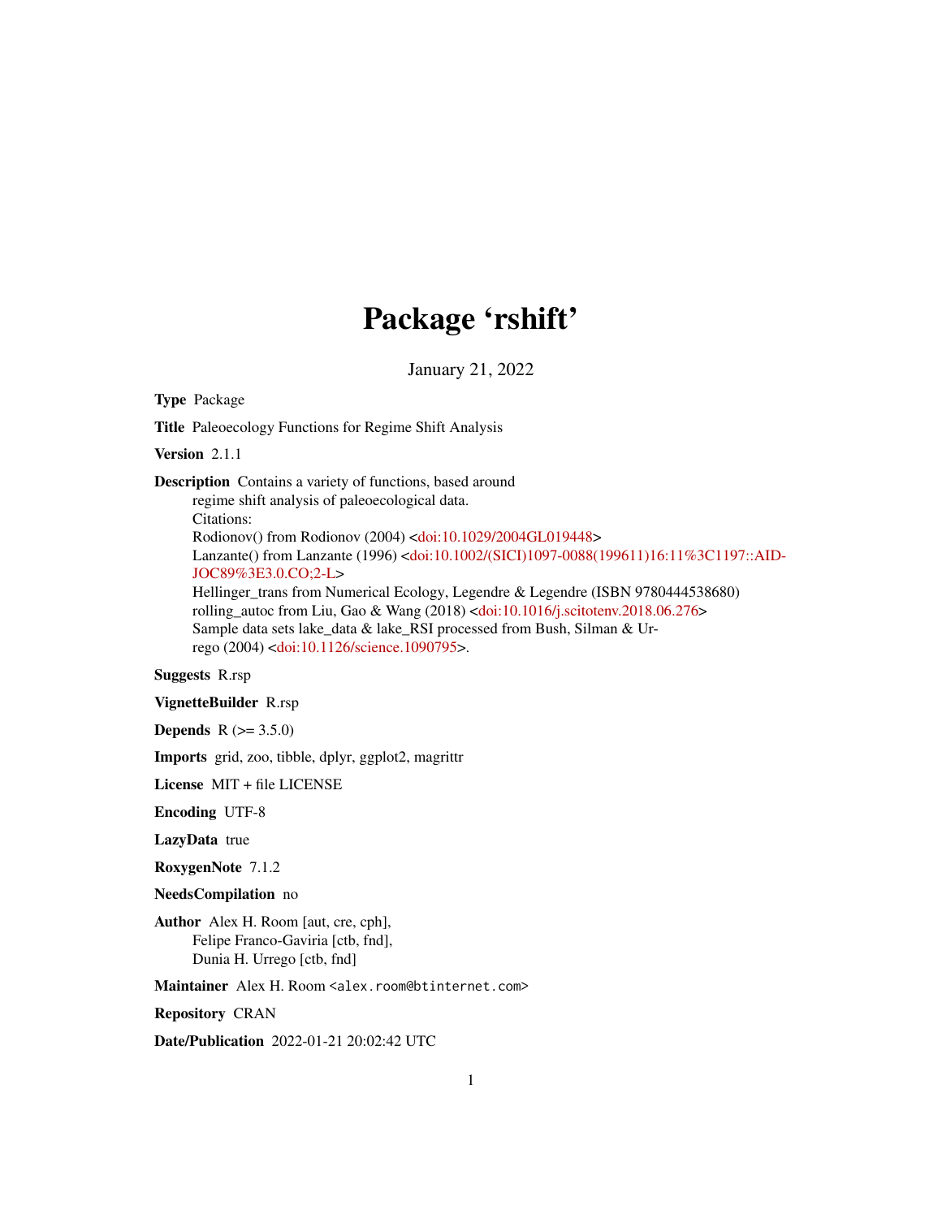# Package 'rshift'

January 21, 2022

**Type** Package

**Title** Paleoecology Functions for Regime Shift Analysis

**Version** 2.1.1

**Description** Contains a variety of functions, based around regime shift analysis of paleoecological data.
Citations:
Rodionov() from Rodionov (2004) <doi:10.1029/2004GL019448>
Lanzante() from Lanzante (1996) <doi:10.1002/(SICI)1097-0088(199611)16:11%3C1197::AID-JOC89%3E3.0.CO;2-L>
Hellinger_trans from Numerical Ecology, Legendre & Legendre (ISBN 9780444538680)
rolling_autoc from Liu, Gao & Wang (2018) <doi:10.1016/j.scitotenv.2018.06.276>
Sample data sets lake_data & lake_RSI processed from Bush, Silman & Urrego (2004) <doi:10.1126/science.1090795>.

**Suggests** R.rsp

**VignetteBuilder** R.rsp

**Depends** R (>= 3.5.0)

**Imports** grid, zoo, tibble, dplyr, ggplot2, magrittr

**License** MIT + file LICENSE

**Encoding** UTF-8

**LazyData** true

**RoxygenNote** 7.1.2

**NeedsCompilation** no

**Author** Alex H. Room [aut, cre, cph],
Felipe Franco-Gaviria [ctb, fnd],
Dunia H. Urrego [ctb, fnd]

**Maintainer** Alex H. Room <alex.room@btinternet.com>

**Repository** CRAN

**Date/Publication** 2022-01-21 20:02:42 UTC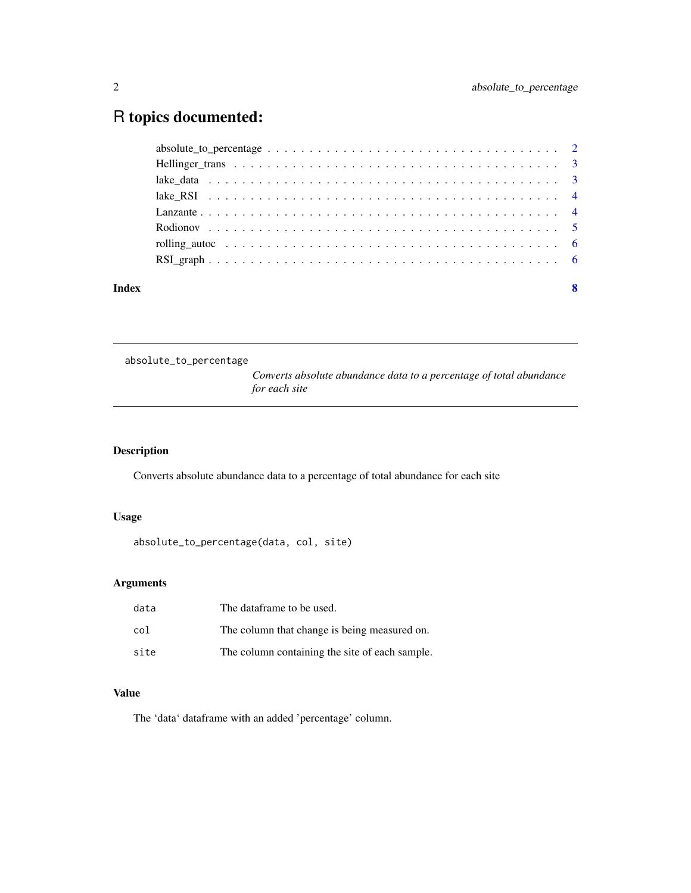# R topics documented:

absolute_to_percentage . . . . . . . . . . . . . . . . . . . . . . . . . . . . . . . . . . . 2
Hellinger_trans . . . . . . . . . . . . . . . . . . . . . . . . . . . . . . . . . . . . . . . . . 3
lake_data . . . . . . . . . . . . . . . . . . . . . . . . . . . . . . . . . . . . . . . . . . . . 3
lake_RSI . . . . . . . . . . . . . . . . . . . . . . . . . . . . . . . . . . . . . . . . . . . . 4
Lanzante . . . . . . . . . . . . . . . . . . . . . . . . . . . . . . . . . . . . . . . . . . . . 4
Rodionov . . . . . . . . . . . . . . . . . . . . . . . . . . . . . . . . . . . . . . . . . . . . 5
rolling_autoc . . . . . . . . . . . . . . . . . . . . . . . . . . . . . . . . . . . . . . . . . 6
RSI_graph . . . . . . . . . . . . . . . . . . . . . . . . . . . . . . . . . . . . . . . . . . . . 6

**Index** **8**

---

`absolute_to_percentage` *Converts absolute abundance data to a percentage of total abundance for each site*

---

### Description

Converts absolute abundance data to a percentage of total abundance for each site

### Usage

```
absolute_to_percentage(data, col, site)
```

### Arguments

| | |
|---|---|
| `data` | The dataframe to be used. |
| `col` | The column that change is being measured on. |
| `site` | The column containing the site of each sample. |

### Value

The 'data' dataframe with an added 'percentage' column.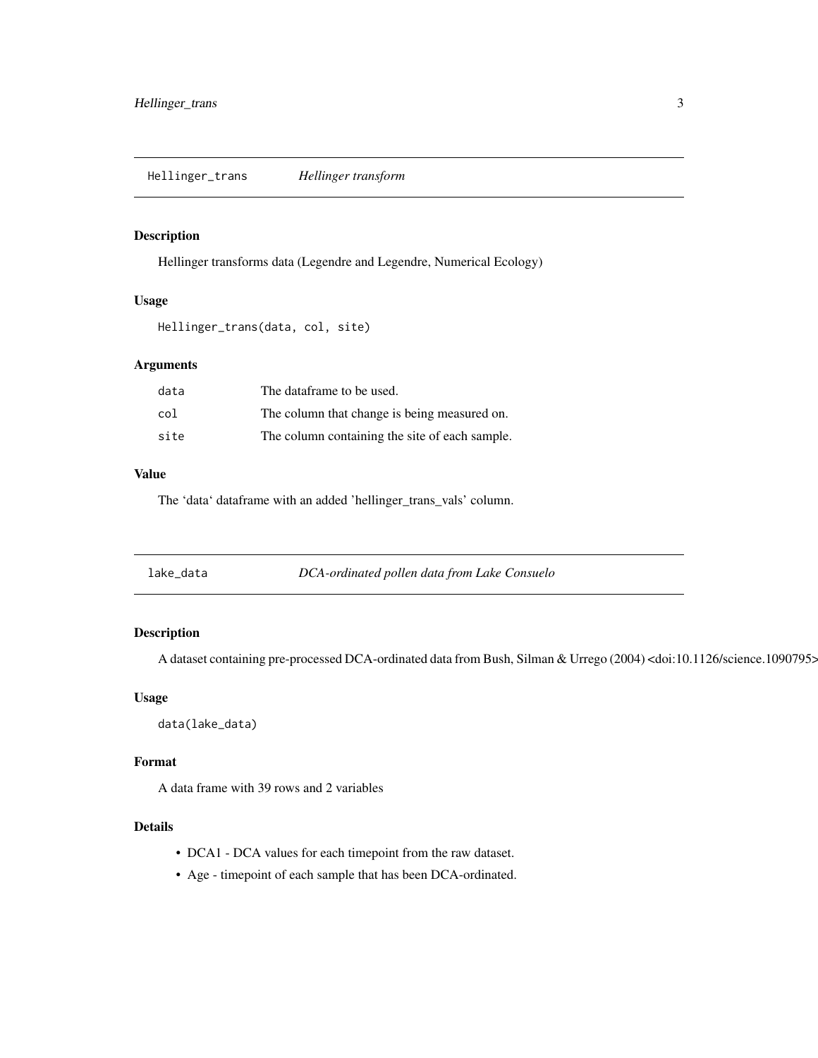## Hellinger_trans — *Hellinger transform*

### Description

Hellinger transforms data (Legendre and Legendre, Numerical Ecology)

### Usage

```
Hellinger_trans(data, col, site)
```

### Arguments

| | |
|---|---|
| data | The dataframe to be used. |
| col | The column that change is being measured on. |
| site | The column containing the site of each sample. |

### Value

The 'data' dataframe with an added 'hellinger_trans_vals' column.

## lake_data — *DCA-ordinated pollen data from Lake Consuelo*

### Description

A dataset containing pre-processed DCA-ordinated data from Bush, Silman & Urrego (2004) <doi:10.1126/science.1090795>

### Usage

```
data(lake_data)
```

### Format

A data frame with 39 rows and 2 variables

### Details

- DCA1 - DCA values for each timepoint from the raw dataset.
- Age - timepoint of each sample that has been DCA-ordinated.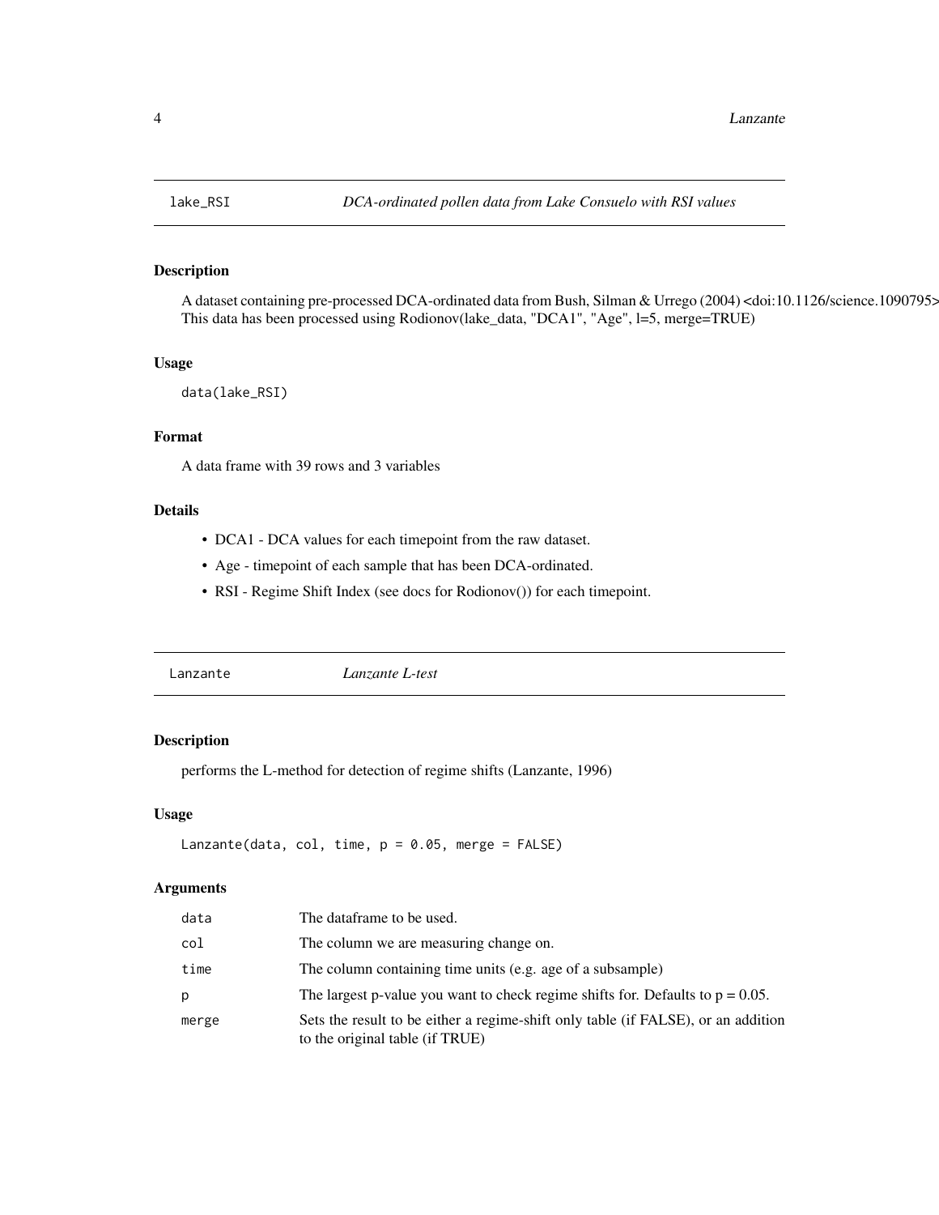# lake_RSI — *DCA-ordinated pollen data from Lake Consuelo with RSI values*

## Description

A dataset containing pre-processed DCA-ordinated data from Bush, Silman & Urrego (2004) <doi:10.1126/science.1090795> This data has been processed using Rodionov(lake_data, "DCA1", "Age", l=5, merge=TRUE)

## Usage

```
data(lake_RSI)
```

## Format

A data frame with 39 rows and 3 variables

## Details

- DCA1 - DCA values for each timepoint from the raw dataset.
- Age - timepoint of each sample that has been DCA-ordinated.
- RSI - Regime Shift Index (see docs for Rodionov()) for each timepoint.

# Lanzante — *Lanzante L-test*

## Description

performs the L-method for detection of regime shifts (Lanzante, 1996)

## Usage

```
Lanzante(data, col, time, p = 0.05, merge = FALSE)
```

## Arguments

| | |
|---|---|
| data | The dataframe to be used. |
| col | The column we are measuring change on. |
| time | The column containing time units (e.g. age of a subsample) |
| p | The largest p-value you want to check regime shifts for. Defaults to p = 0.05. |
| merge | Sets the result to be either a regime-shift only table (if FALSE), or an addition to the original table (if TRUE) |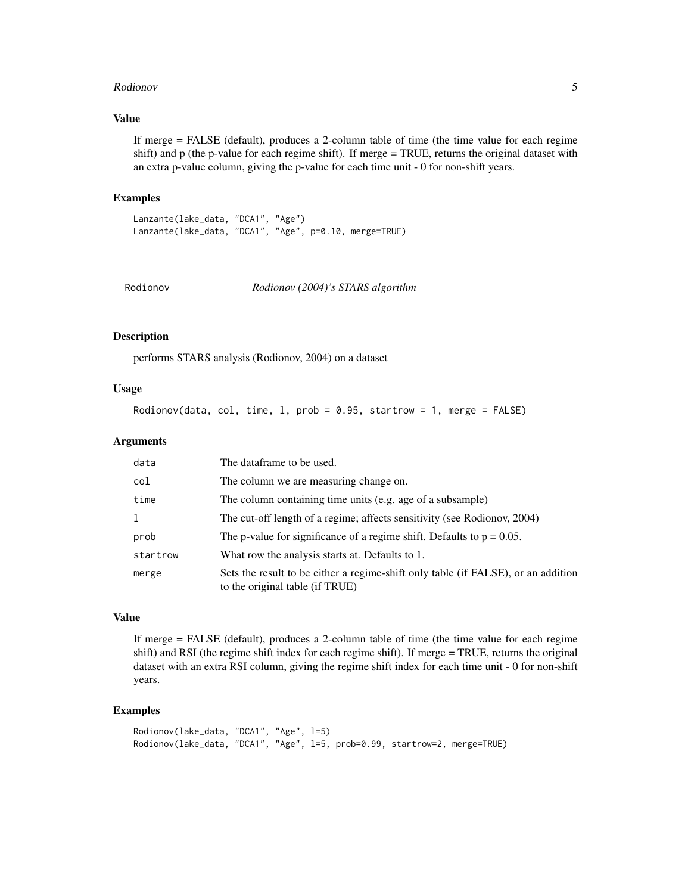### Value

If merge = FALSE (default), produces a 2-column table of time (the time value for each regime shift) and p (the p-value for each regime shift). If merge = TRUE, returns the original dataset with an extra p-value column, giving the p-value for each time unit - 0 for non-shift years.

### Examples

```
Lanzante(lake_data, "DCA1", "Age")
Lanzante(lake_data, "DCA1", "Age", p=0.10, merge=TRUE)
```

---

## Rodionov — *Rodionov (2004)'s STARS algorithm*

---

### Description

performs STARS analysis (Rodionov, 2004) on a dataset

### Usage

```
Rodionov(data, col, time, l, prob = 0.95, startrow = 1, merge = FALSE)
```

### Arguments

| | |
|---|---|
| data | The dataframe to be used. |
| col | The column we are measuring change on. |
| time | The column containing time units (e.g. age of a subsample) |
| l | The cut-off length of a regime; affects sensitivity (see Rodionov, 2004) |
| prob | The p-value for significance of a regime shift. Defaults to p = 0.05. |
| startrow | What row the analysis starts at. Defaults to 1. |
| merge | Sets the result to be either a regime-shift only table (if FALSE), or an addition to the original table (if TRUE) |

### Value

If merge = FALSE (default), produces a 2-column table of time (the time value for each regime shift) and RSI (the regime shift index for each regime shift). If merge = TRUE, returns the original dataset with an extra RSI column, giving the regime shift index for each time unit - 0 for non-shift years.

### Examples

```
Rodionov(lake_data, "DCA1", "Age", l=5)
Rodionov(lake_data, "DCA1", "Age", l=5, prob=0.99, startrow=2, merge=TRUE)
```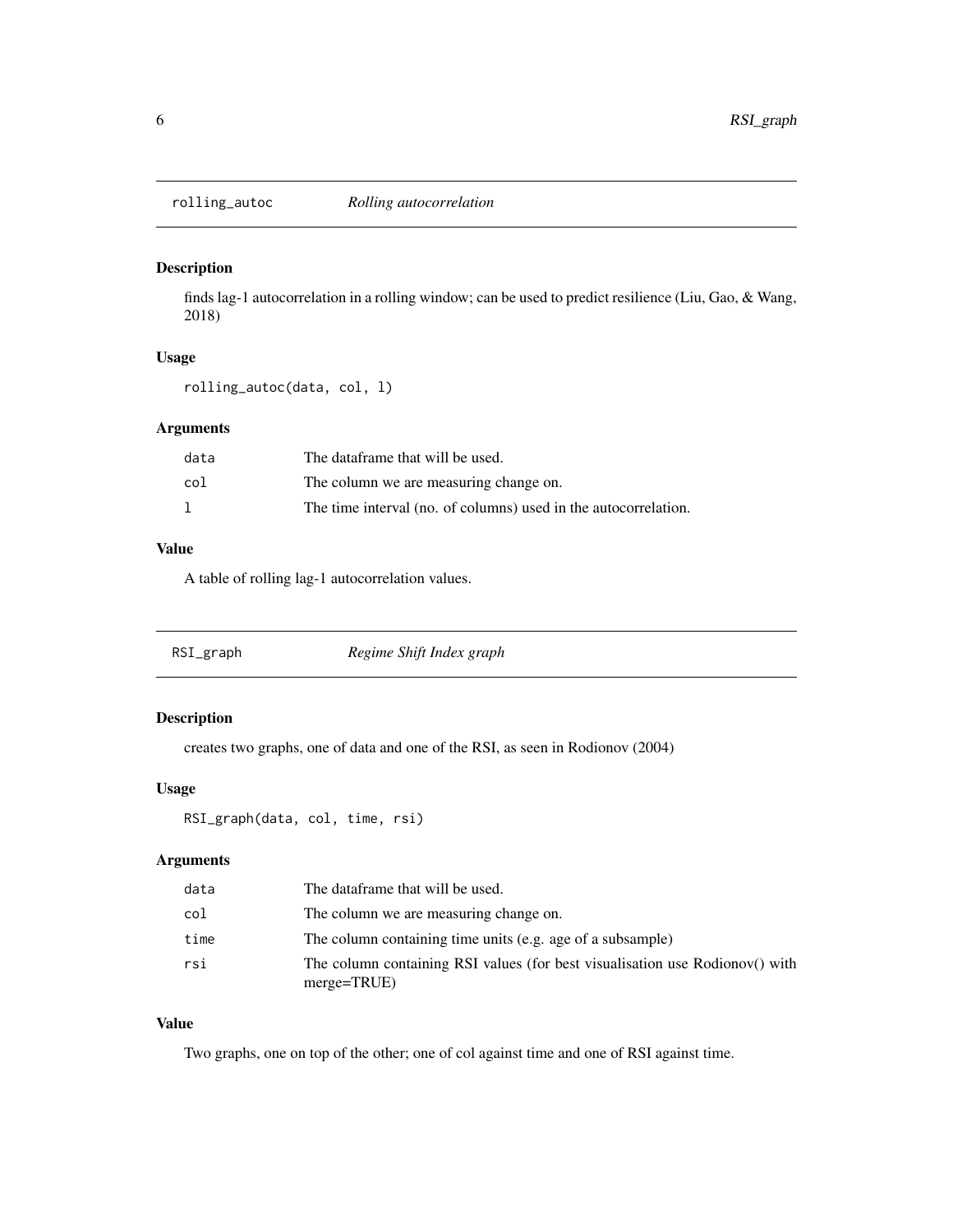## rolling_autoc — *Rolling autocorrelation*

### Description

finds lag-1 autocorrelation in a rolling window; can be used to predict resilience (Liu, Gao, & Wang, 2018)

### Usage

```
rolling_autoc(data, col, l)
```

### Arguments

| | |
|---|---|
| data | The dataframe that will be used. |
| col | The column we are measuring change on. |
| l | The time interval (no. of columns) used in the autocorrelation. |

### Value

A table of rolling lag-1 autocorrelation values.

## RSI_graph — *Regime Shift Index graph*

### Description

creates two graphs, one of data and one of the RSI, as seen in Rodionov (2004)

### Usage

```
RSI_graph(data, col, time, rsi)
```

### Arguments

| | |
|---|---|
| data | The dataframe that will be used. |
| col | The column we are measuring change on. |
| time | The column containing time units (e.g. age of a subsample) |
| rsi | The column containing RSI values (for best visualisation use Rodionov() with merge=TRUE) |

### Value

Two graphs, one on top of the other; one of col against time and one of RSI against time.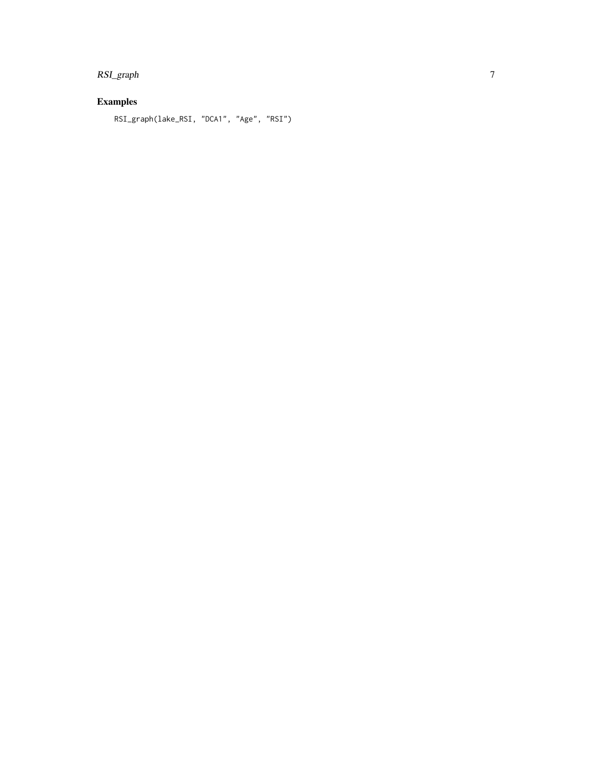## Examples

```
RSI_graph(lake_RSI, "DCA1", "Age", "RSI")
```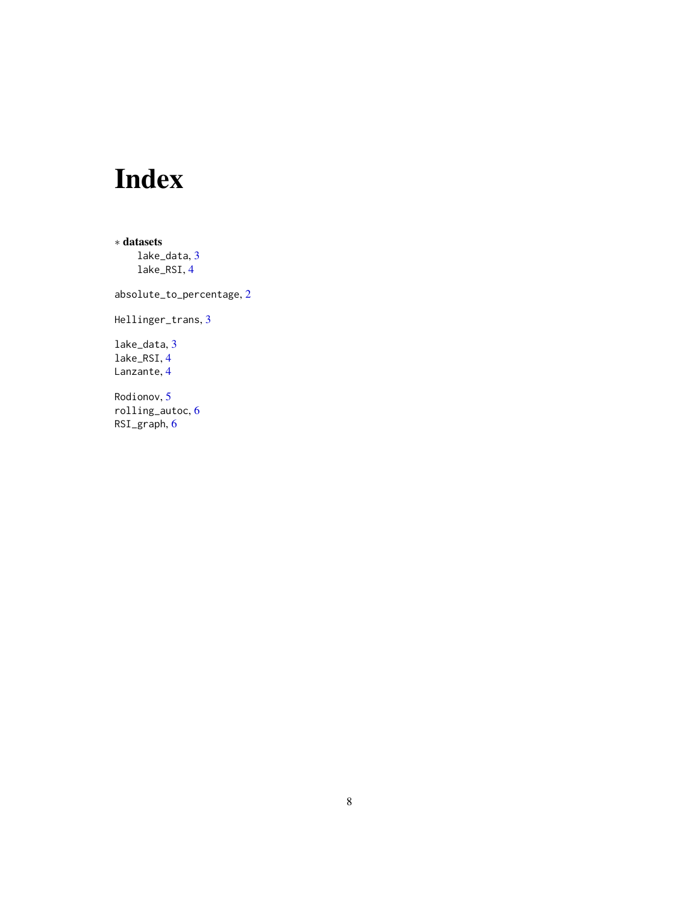# Index

∗ **datasets**
    lake_data, 3
    lake_RSI, 4

absolute_to_percentage, 2

Hellinger_trans, 3

lake_data, 3
lake_RSI, 4
Lanzante, 4

Rodionov, 5
rolling_autoc, 6
RSI_graph, 6